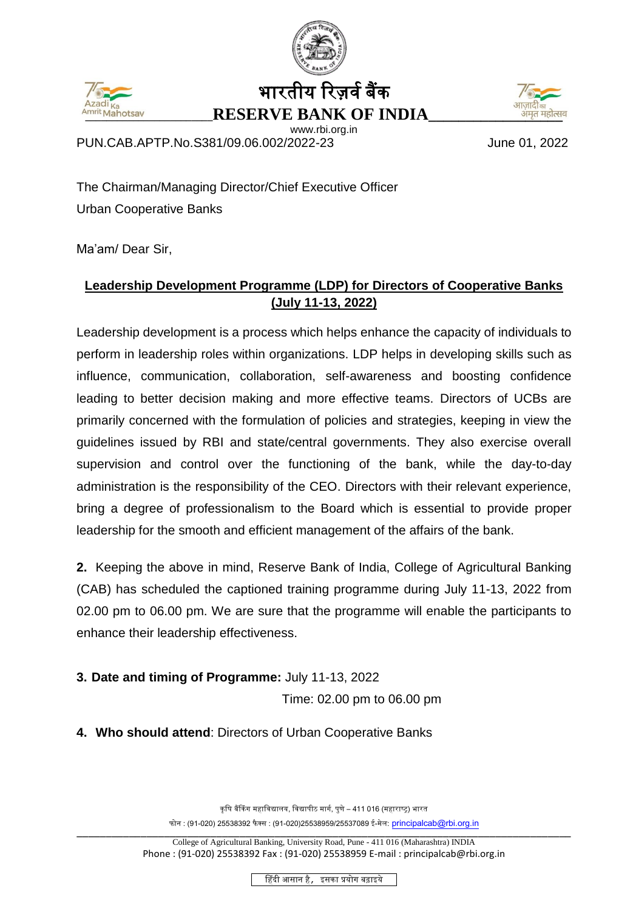भारतीय रिज़र्व बैंक

**RESERVE BANK OF INDIA**

www.rbi.org.in

PUN.CAB.APTP.No.S381/09.06.002/2022-23

June 01, 2022

The Chairman/Managing Director/Chief Executive Officer
Urban Cooperative Banks

Ma'am/ Dear Sir,

**Leadership Development Programme (LDP) for Directors of Cooperative Banks (July 11-13, 2022)**

Leadership development is a process which helps enhance the capacity of individuals to perform in leadership roles within organizations. LDP helps in developing skills such as influence, communication, collaboration, self-awareness and boosting confidence leading to better decision making and more effective teams. Directors of UCBs are primarily concerned with the formulation of policies and strategies, keeping in view the guidelines issued by RBI and state/central governments. They also exercise overall supervision and control over the functioning of the bank, while the day-to-day administration is the responsibility of the CEO. Directors with their relevant experience, bring a degree of professionalism to the Board which is essential to provide proper leadership for the smooth and efficient management of the affairs of the bank.

**2.** Keeping the above in mind, Reserve Bank of India, College of Agricultural Banking (CAB) has scheduled the captioned training programme during July 11-13, 2022 from 02.00 pm to 06.00 pm. We are sure that the programme will enable the participants to enhance their leadership effectiveness.

**3. Date and timing of Programme:** July 11-13, 2022

Time: 02.00 pm to 06.00 pm

**4. Who should attend**: Directors of Urban Cooperative Banks

कृषि बैंकिंग महाविद्यालय, विद्यापीठ मार्ग, पुणे – 411 016 (महाराष्ट्र) भारत
फोन : (91-020) 25538392 फैक्स : (91-020)25538959/25537089 ई-मेल: principalcab@rbi.org.in

College of Agricultural Banking, University Road, Pune - 411 016 (Maharashtra) INDIA
Phone : (91-020) 25538392 Fax : (91-020) 25538959 E-mail : principalcab@rbi.org.in

हिंदी आसान है, इसका प्रयोग बढ़ाइये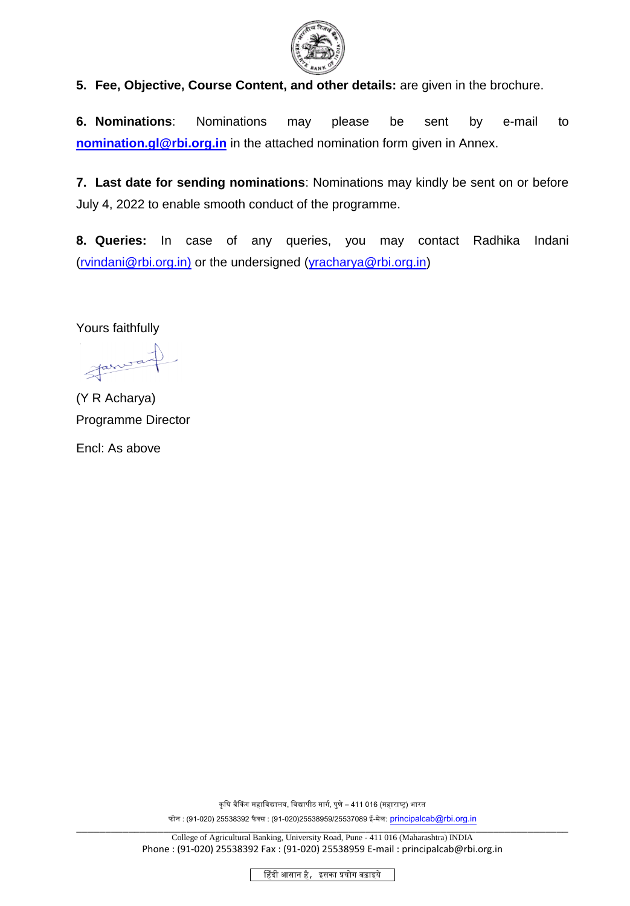**5. Fee, Objective, Course Content, and other details:** are given in the brochure.

**6. Nominations**: Nominations may please be sent by e-mail to **nomination.gl@rbi.org.in** in the attached nomination form given in Annex.

**7. Last date for sending nominations**: Nominations may kindly be sent on or before July 4, 2022 to enable smooth conduct of the programme.

**8. Queries:** In case of any queries, you may contact Radhika Indani (rvindani@rbi.org.in) or the undersigned (yracharya@rbi.org.in)

Yours faithfully

(Y R Acharya)
Programme Director

Encl: As above

कृषि बैंकिंग महाविद्यालय, विद्यापीठ मार्ग, पुणे – 411 016 (महाराष्ट्र) भारत
फोन : (91-020) 25538392 फैक्स : (91-020)25538959/25537089 ई-मेल: principalcab@rbi.org.in

College of Agricultural Banking, University Road, Pune - 411 016 (Maharashtra) INDIA
Phone : (91-020) 25538392 Fax : (91-020) 25538959 E-mail : principalcab@rbi.org.in

हिंदी आसान है, इसका प्रयोग बढ़ाइये